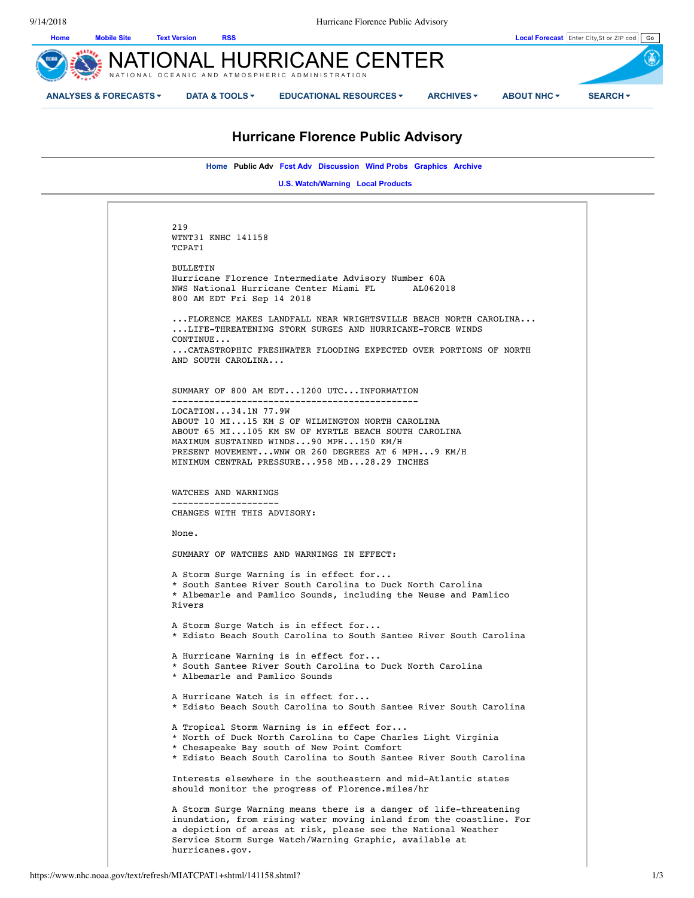# Hurricane Florence Public Advisory

Home Public Adv Fcst Adv Discussion Wind Probs Graphics Archive

U.S. Watch/Warning Local Products

```
219
WTNT31 KNHC 141158
TCPAT1

BULLETIN
Hurricane Florence Intermediate Advisory Number 60A
NWS National Hurricane Center Miami FL       AL062018
800 AM EDT Fri Sep 14 2018

...FLORENCE MAKES LANDFALL NEAR WRIGHTSVILLE BEACH NORTH CAROLINA...
...LIFE-THREATENING STORM SURGES AND HURRICANE-FORCE WINDS
CONTINUE...
...CATASTROPHIC FRESHWATER FLOODING EXPECTED OVER PORTIONS OF NORTH
AND SOUTH CAROLINA...


SUMMARY OF 800 AM EDT...1200 UTC...INFORMATION
----------------------------------------------
LOCATION...34.1N 77.9W
ABOUT 10 MI...15 KM S OF WILMINGTON NORTH CAROLINA
ABOUT 65 MI...105 KM SW OF MYRTLE BEACH SOUTH CAROLINA
MAXIMUM SUSTAINED WINDS...90 MPH...150 KM/H
PRESENT MOVEMENT...WNW OR 260 DEGREES AT 6 MPH...9 KM/H
MINIMUM CENTRAL PRESSURE...958 MB...28.29 INCHES


WATCHES AND WARNINGS
--------------------
CHANGES WITH THIS ADVISORY:

None.

SUMMARY OF WATCHES AND WARNINGS IN EFFECT:

A Storm Surge Warning is in effect for...
* South Santee River South Carolina to Duck North Carolina
* Albemarle and Pamlico Sounds, including the Neuse and Pamlico
Rivers

A Storm Surge Watch is in effect for...
* Edisto Beach South Carolina to South Santee River South Carolina

A Hurricane Warning is in effect for...
* South Santee River South Carolina to Duck North Carolina
* Albemarle and Pamlico Sounds

A Hurricane Watch is in effect for...
* Edisto Beach South Carolina to South Santee River South Carolina

A Tropical Storm Warning is in effect for...
* North of Duck North Carolina to Cape Charles Light Virginia
* Chesapeake Bay south of New Point Comfort
* Edisto Beach South Carolina to South Santee River South Carolina

Interests elsewhere in the southeastern and mid-Atlantic states
should monitor the progress of Florence.miles/hr

A Storm Surge Warning means there is a danger of life-threatening
inundation, from rising water moving inland from the coastline. For
a depiction of areas at risk, please see the National Weather
Service Storm Surge Watch/Warning Graphic, available at
hurricanes.gov.
```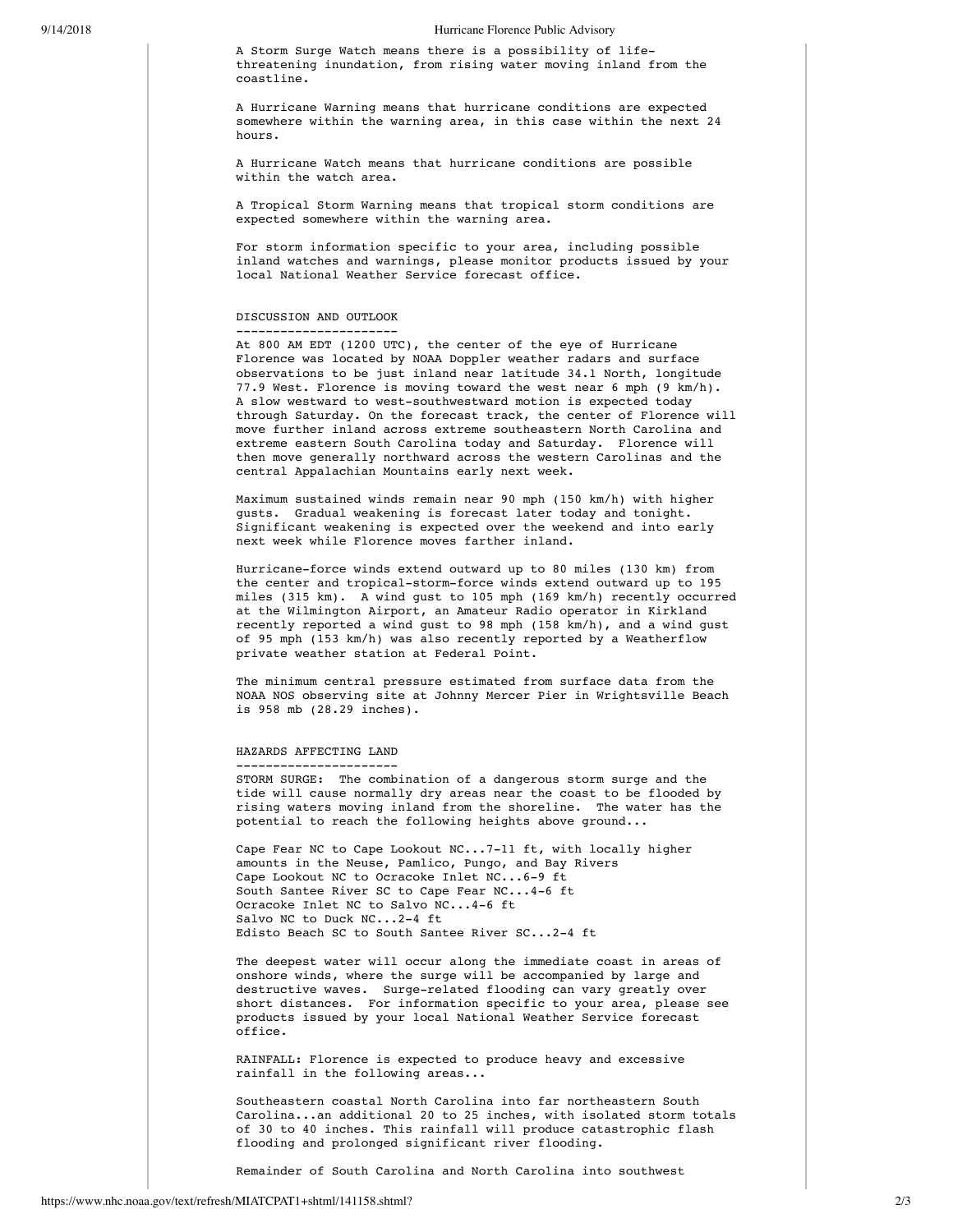A Storm Surge Watch means there is a possibility of life-threatening inundation, from rising water moving inland from the coastline.

A Hurricane Warning means that hurricane conditions are expected somewhere within the warning area, in this case within the next 24 hours.

A Hurricane Watch means that hurricane conditions are possible within the watch area.

A Tropical Storm Warning means that tropical storm conditions are expected somewhere within the warning area.

For storm information specific to your area, including possible inland watches and warnings, please monitor products issued by your local National Weather Service forecast office.

## DISCUSSION AND OUTLOOK

At 800 AM EDT (1200 UTC), the center of the eye of Hurricane Florence was located by NOAA Doppler weather radars and surface observations to be just inland near latitude 34.1 North, longitude 77.9 West. Florence is moving toward the west near 6 mph (9 km/h). A slow westward to west-southwestward motion is expected today through Saturday. On the forecast track, the center of Florence will move further inland across extreme southeastern North Carolina and extreme eastern South Carolina today and Saturday. Florence will then move generally northward across the western Carolinas and the central Appalachian Mountains early next week.

Maximum sustained winds remain near 90 mph (150 km/h) with higher gusts. Gradual weakening is forecast later today and tonight. Significant weakening is expected over the weekend and into early next week while Florence moves farther inland.

Hurricane-force winds extend outward up to 80 miles (130 km) from the center and tropical-storm-force winds extend outward up to 195 miles (315 km). A wind gust to 105 mph (169 km/h) recently occurred at the Wilmington Airport, an Amateur Radio operator in Kirkland recently reported a wind gust to 98 mph (158 km/h), and a wind gust of 95 mph (153 km/h) was also recently reported by a Weatherflow private weather station at Federal Point.

The minimum central pressure estimated from surface data from the NOAA NOS observing site at Johnny Mercer Pier in Wrightsville Beach is 958 mb (28.29 inches).

## HAZARDS AFFECTING LAND

STORM SURGE: The combination of a dangerous storm surge and the tide will cause normally dry areas near the coast to be flooded by rising waters moving inland from the shoreline. The water has the potential to reach the following heights above ground...

Cape Fear NC to Cape Lookout NC...7-11 ft, with locally higher amounts in the Neuse, Pamlico, Pungo, and Bay Rivers
Cape Lookout NC to Ocracoke Inlet NC...6-9 ft
South Santee River SC to Cape Fear NC...4-6 ft
Ocracoke Inlet NC to Salvo NC...4-6 ft
Salvo NC to Duck NC...2-4 ft
Edisto Beach SC to South Santee River SC...2-4 ft

The deepest water will occur along the immediate coast in areas of onshore winds, where the surge will be accompanied by large and destructive waves. Surge-related flooding can vary greatly over short distances. For information specific to your area, please see products issued by your local National Weather Service forecast office.

RAINFALL: Florence is expected to produce heavy and excessive rainfall in the following areas...

Southeastern coastal North Carolina into far northeastern South Carolina...an additional 20 to 25 inches, with isolated storm totals of 30 to 40 inches. This rainfall will produce catastrophic flash flooding and prolonged significant river flooding.

Remainder of South Carolina and North Carolina into southwest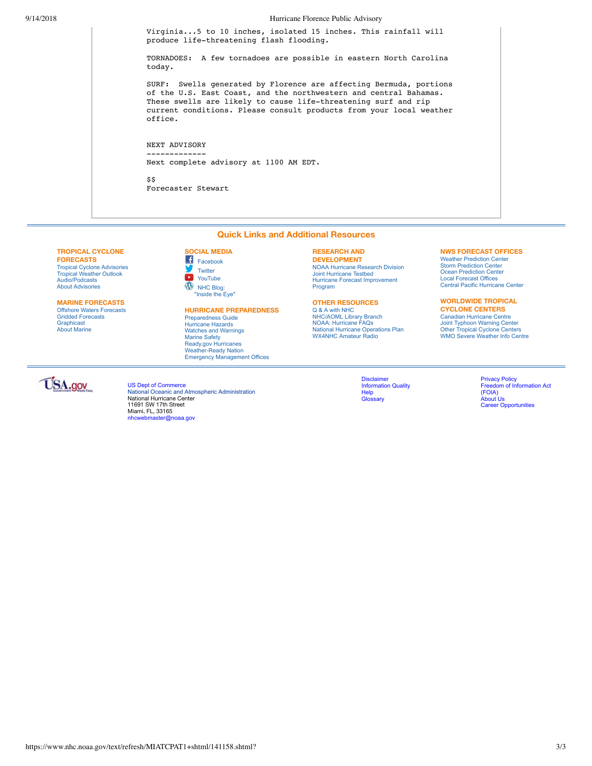Virginia...5 to 10 inches, isolated 15 inches. This rainfall will produce life-threatening flash flooding.

TORNADOES: A few tornadoes are possible in eastern North Carolina today.

SURF: Swells generated by Florence are affecting Bermuda, portions of the U.S. East Coast, and the northwestern and central Bahamas. These swells are likely to cause life-threatening surf and rip current conditions. Please consult products from your local weather office.

NEXT ADVISORY
-------------
Next complete advisory at 1100 AM EDT.

$$
Forecaster Stewart

## Quick Links and Additional Resources

**TROPICAL CYCLONE FORECASTS**
- Tropical Cyclone Advisories
- Tropical Weather Outlook
- Audio/Podcasts
- About Advisories

**MARINE FORECASTS**
- Offshore Waters Forecasts
- Gridded Forecasts
- Graphicast
- About Marine

**SOCIAL MEDIA**
- Facebook
- Twitter
- YouTube
- NHC Blog: "Inside the Eye"

**HURRICANE PREPAREDNESS**
- Preparedness Guide
- Hurricane Hazards
- Watches and Warnings
- Marine Safety
- Ready.gov Hurricanes
- Weather-Ready Nation
- Emergency Management Offices

**RESEARCH AND DEVELOPMENT**
- NOAA Hurricane Research Division
- Joint Hurricane Testbed
- Hurricane Forecast Improvement Program

**OTHER RESOURCES**
- Q & A with NHC
- NHC/AOML Library Branch
- NOAA: Hurricane FAQs
- National Hurricane Operations Plan
- WX4NHC Amateur Radio

**NWS FORECAST OFFICES**
- Weather Prediction Center
- Storm Prediction Center
- Ocean Prediction Center
- Local Forecast Offices
- Central Pacific Hurricane Center

**WORLDWIDE TROPICAL CYCLONE CENTERS**
- Canadian Hurricane Centre
- Joint Typhoon Warning Center
- Other Tropical Cyclone Centers
- WMO Severe Weather Info Centre

USA.gov

US Dept of Commerce
National Oceanic and Atmospheric Administration
National Hurricane Center
11691 SW 17th Street
Miami, FL, 33165
nhcwebmaster@noaa.gov

Disclaimer
Information Quality
Help
Glossary

Privacy Policy
Freedom of Information Act (FOIA)
About Us
Career Opportunities